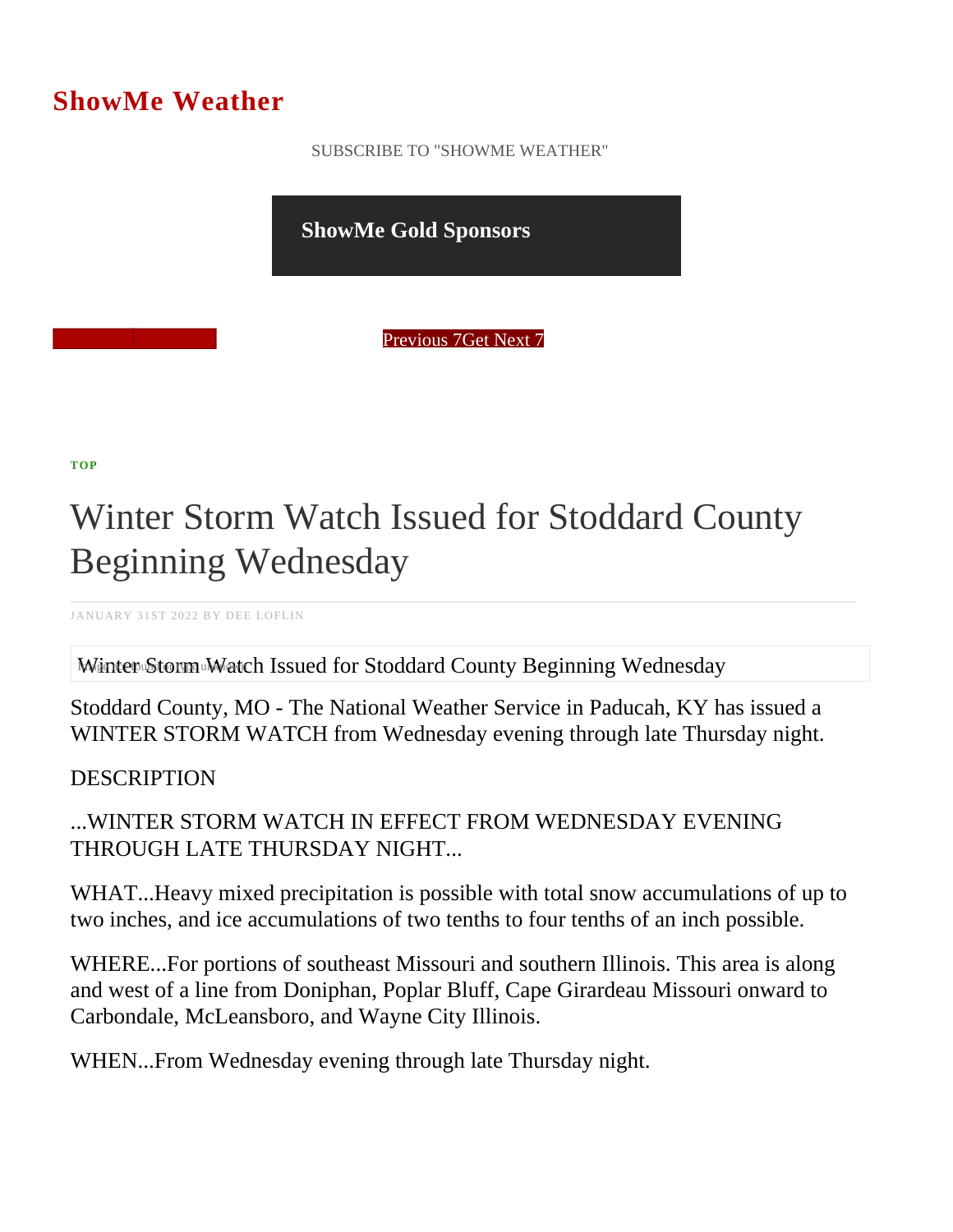# ShowMe Weather

SUBSCRIBE TO "SHOWME WEATHER"

**ShowMe Gold Sponsors**

Previous 7Get Next 7

**TOP**

## Winter Storm Watch Issued for Stoddard County Beginning Wednesday

JANUARY 31ST 2022 BY DEE LOFLIN

Winter Storm Watch Issued for Stoddard County Beginning Wednesday

Stoddard County, MO - The National Weather Service in Paducah, KY has issued a WINTER STORM WATCH from Wednesday evening through late Thursday night.

DESCRIPTION

...WINTER STORM WATCH IN EFFECT FROM WEDNESDAY EVENING THROUGH LATE THURSDAY NIGHT...

WHAT...Heavy mixed precipitation is possible with total snow accumulations of up to two inches, and ice accumulations of two tenths to four tenths of an inch possible.

WHERE...For portions of southeast Missouri and southern Illinois. This area is along and west of a line from Doniphan, Poplar Bluff, Cape Girardeau Missouri onward to Carbondale, McLeansboro, and Wayne City Illinois.

WHEN...From Wednesday evening through late Thursday night.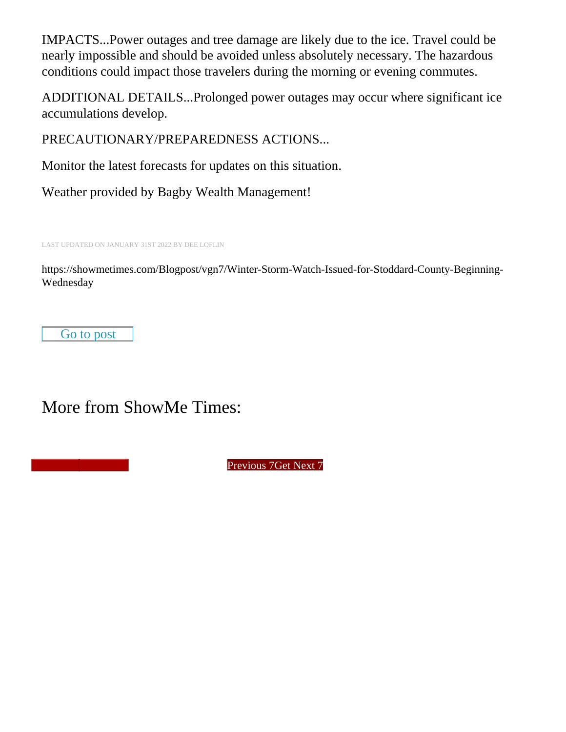IMPACTS...Power outages and tree damage are likely due to the ice. Travel could be nearly impossible and should be avoided unless absolutely necessary. The hazardous conditions could impact those travelers during the morning or evening commutes.

ADDITIONAL DETAILS...Prolonged power outages may occur where significant ice accumulations develop.

PRECAUTIONARY/PREPAREDNESS ACTIONS...

Monitor the latest forecasts for updates on this situation.

Weather provided by Bagby Wealth Management!

LAST UPDATED ON JANUARY 31ST 2022 BY DEE LOFLIN

https://showmetimes.com/Blogpost/vgn7/Winter-Storm-Watch-Issued-for-Stoddard-County-Beginning-Wednesday

Go to post

## More from ShowMe Times:

Previous 7Get Next 7